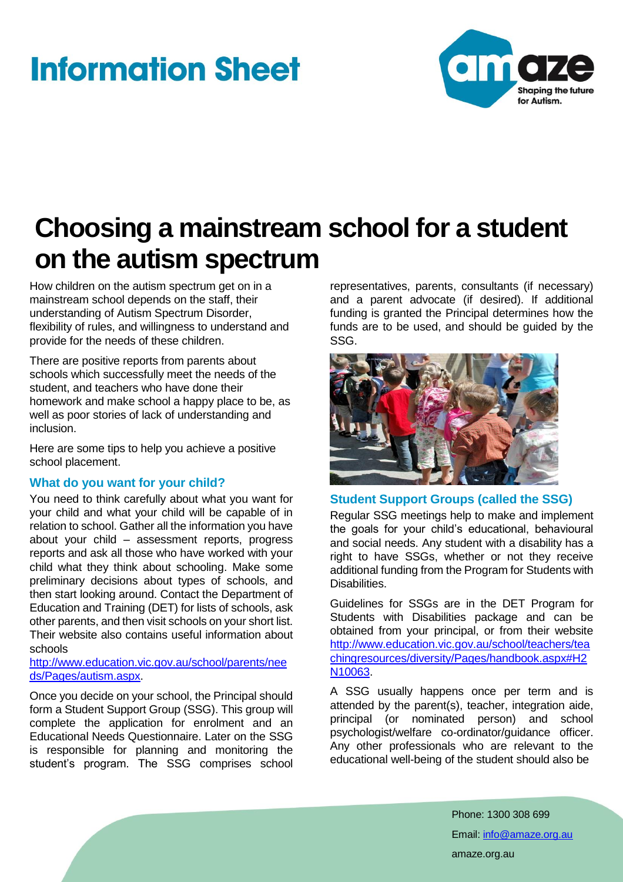# Information Sheet

# Choosing a mainstream school for a student on the autism spectrum

How children on the autism spectrum get on in a mainstream school depends on the staff, their understanding of Autism Spectrum Disorder, flexibility of rules, and willingness to understand and provide for the needs of these children.

There are positive reports from parents about schools which successfully meet the needs of the student, and teachers who have done their homework and make school a happy place to be, as well as poor stories of lack of understanding and inclusion.

Here are some tips to help you achieve a positive school placement.

## What do you want for your child?

You need to think carefully about what you want for your child and what your child will be capable of in relation to school. Gather all the information you have about your child – assessment reports, progress reports and ask all those who have worked with your child what they think about schooling. Make some preliminary decisions about types of schools, and then start looking around. Contact the Department of Education and Training (DET) for lists of schools, ask other parents, and then visit schools on your short list. Their website also contains useful information about schools http://www.education.vic.gov.au/school/parents/needs/Pages/autism.aspx.

Once you decide on your school, the Principal should form a Student Support Group (SSG). This group will complete the application for enrolment and an Educational Needs Questionnaire. Later on the SSG is responsible for planning and monitoring the student's program. The SSG comprises school representatives, parents, consultants (if necessary) and a parent advocate (if desired). If additional funding is granted the Principal determines how the funds are to be used, and should be guided by the SSG.

## Student Support Groups (called the SSG)

Regular SSG meetings help to make and implement the goals for your child's educational, behavioural and social needs. Any student with a disability has a right to have SSGs, whether or not they receive additional funding from the Program for Students with Disabilities.

Guidelines for SSGs are in the DET Program for Students with Disabilities package and can be obtained from your principal, or from their website http://www.education.vic.gov.au/school/teachers/teachingresources/diversity/Pages/handbook.aspx#H2N10063.

A SSG usually happens once per term and is attended by the parent(s), teacher, integration aide, principal (or nominated person) and school psychologist/welfare co-ordinator/guidance officer. Any other professionals who are relevant to the educational well-being of the student should also be

Phone: 1300 308 699
Email: info@amaze.org.au
amaze.org.au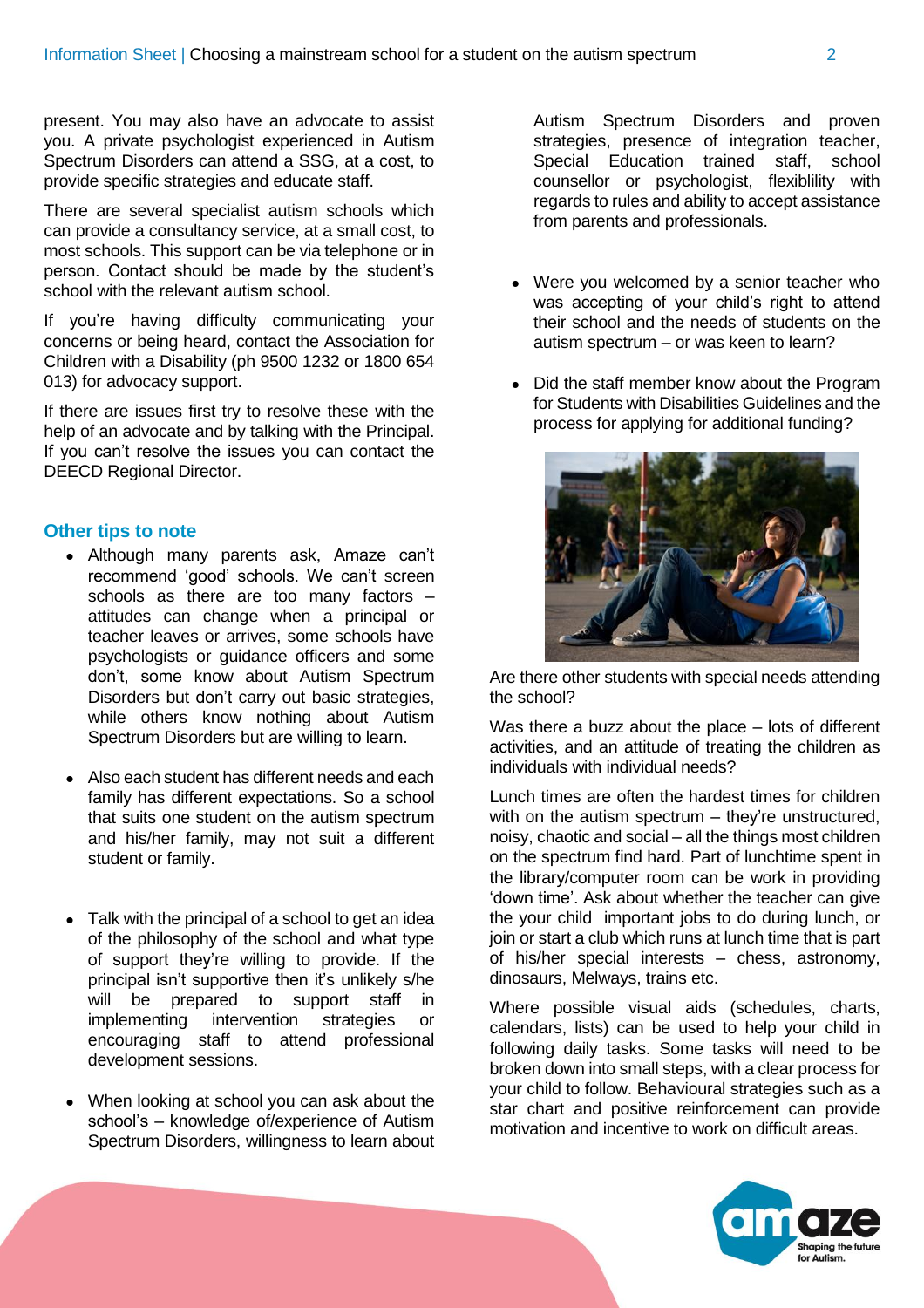present. You may also have an advocate to assist you. A private psychologist experienced in Autism Spectrum Disorders can attend a SSG, at a cost, to provide specific strategies and educate staff.

There are several specialist autism schools which can provide a consultancy service, at a small cost, to most schools. This support can be via telephone or in person. Contact should be made by the student's school with the relevant autism school.

If you're having difficulty communicating your concerns or being heard, contact the Association for Children with a Disability (ph 9500 1232 or 1800 654 013) for advocacy support.

If there are issues first try to resolve these with the help of an advocate and by talking with the Principal. If you can't resolve the issues you can contact the DEECD Regional Director.

## Other tips to note

- Although many parents ask, Amaze can't recommend 'good' schools. We can't screen schools as there are too many factors – attitudes can change when a principal or teacher leaves or arrives, some schools have psychologists or guidance officers and some don't, some know about Autism Spectrum Disorders but don't carry out basic strategies, while others know nothing about Autism Spectrum Disorders but are willing to learn.

- Also each student has different needs and each family has different expectations. So a school that suits one student on the autism spectrum and his/her family, may not suit a different student or family.

- Talk with the principal of a school to get an idea of the philosophy of the school and what type of support they're willing to provide. If the principal isn't supportive then it's unlikely s/he will be prepared to support staff in implementing intervention strategies or encouraging staff to attend professional development sessions.

- When looking at school you can ask about the school's – knowledge of/experience of Autism Spectrum Disorders, willingness to learn about Autism Spectrum Disorders and proven strategies, presence of integration teacher, Special Education trained staff, school counsellor or psychologist, flexiblility with regards to rules and ability to accept assistance from parents and professionals.

- Were you welcomed by a senior teacher who was accepting of your child's right to attend their school and the needs of students on the autism spectrum – or was keen to learn?

- Did the staff member know about the Program for Students with Disabilities Guidelines and the process for applying for additional funding?

Are there other students with special needs attending the school?

Was there a buzz about the place – lots of different activities, and an attitude of treating the children as individuals with individual needs?

Lunch times are often the hardest times for children with on the autism spectrum – they're unstructured, noisy, chaotic and social – all the things most children on the spectrum find hard. Part of lunchtime spent in the library/computer room can be work in providing 'down time'. Ask about whether the teacher can give the your child important jobs to do during lunch, or join or start a club which runs at lunch time that is part of his/her special interests – chess, astronomy, dinosaurs, Melways, trains etc.

Where possible visual aids (schedules, charts, calendars, lists) can be used to help your child in following daily tasks. Some tasks will need to be broken down into small steps, with a clear process for your child to follow. Behavioural strategies such as a star chart and positive reinforcement can provide motivation and incentive to work on difficult areas.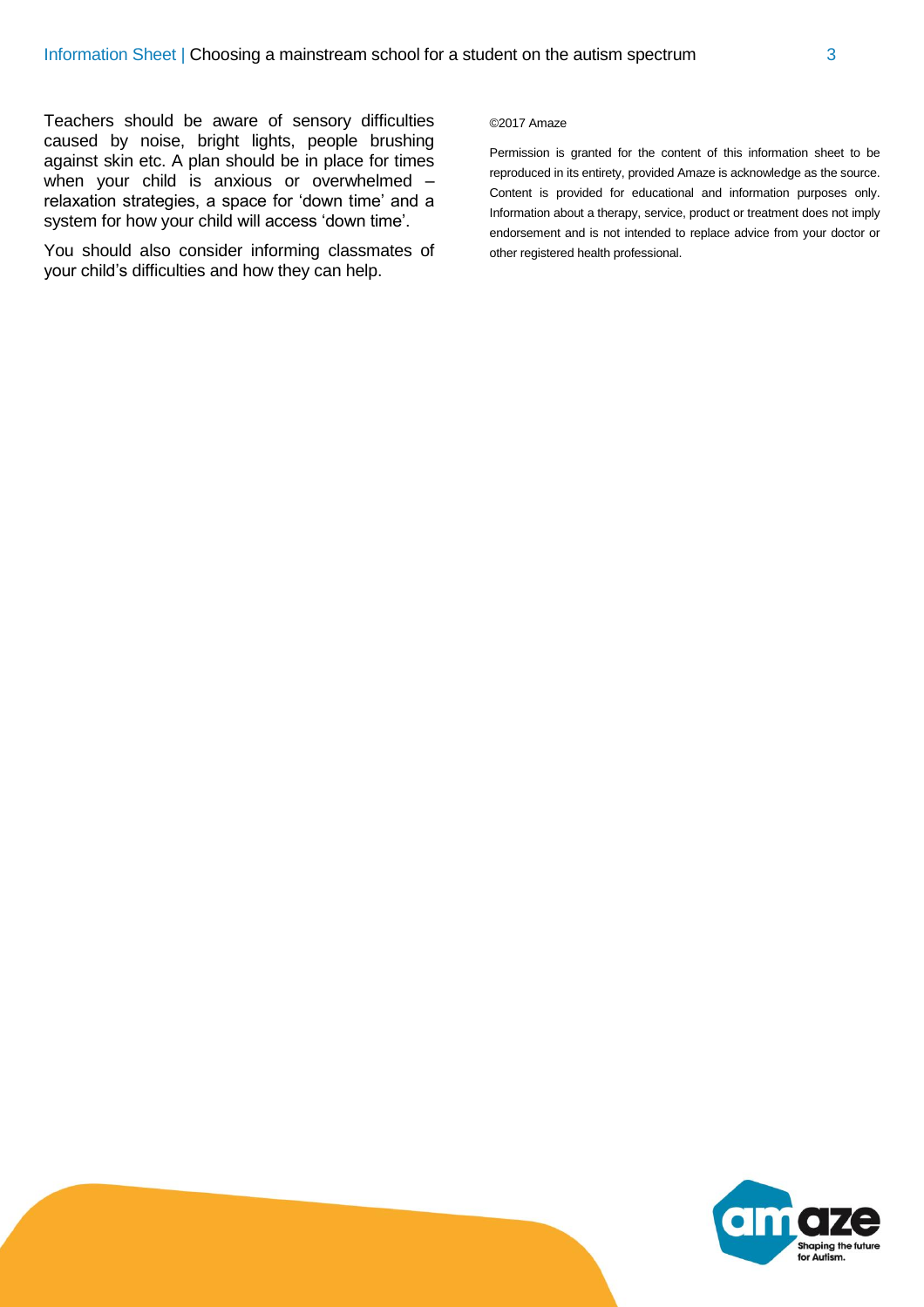Teachers should be aware of sensory difficulties caused by noise, bright lights, people brushing against skin etc. A plan should be in place for times when your child is anxious or overwhelmed – relaxation strategies, a space for 'down time' and a system for how your child will access 'down time'.

You should also consider informing classmates of your child's difficulties and how they can help.

©2017 Amaze

Permission is granted for the content of this information sheet to be reproduced in its entirety, provided Amaze is acknowledge as the source. Content is provided for educational and information purposes only. Information about a therapy, service, product or treatment does not imply endorsement and is not intended to replace advice from your doctor or other registered health professional.